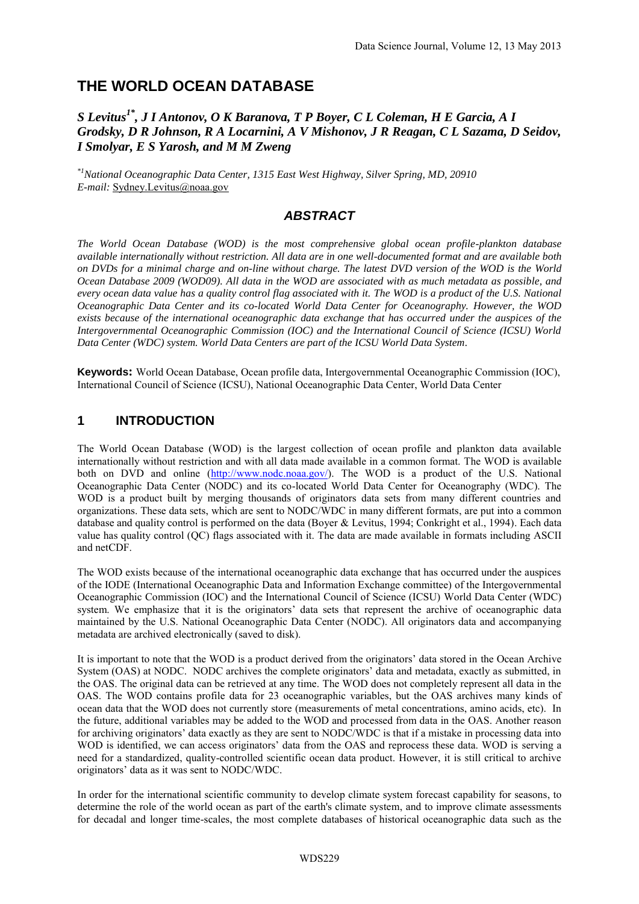# THE WORLD OCEAN DATABASE

***S Levitus[1*], J I Antonov, O K Baranova, T P Boyer, C L Coleman, H E Garcia, A I Grodsky, D R Johnson, R A Locarnini, A V Mishonov, J R Reagan, C L Sazama, D Seidov, I Smolyar, E S Yarosh, and M M Zweng***

*[*1]National Oceanographic Data Center, 1315 East West Highway, Silver Spring, MD, 20910*
*E-mail:* Sydney.Levitus@noaa.gov

## *ABSTRACT*

*The World Ocean Database (WOD) is the most comprehensive global ocean profile-plankton database available internationally without restriction. All data are in one well-documented format and are available both on DVDs for a minimal charge and on-line without charge. The latest DVD version of the WOD is the World Ocean Database 2009 (WOD09). All data in the WOD are associated with as much metadata as possible, and every ocean data value has a quality control flag associated with it. The WOD is a product of the U.S. National Oceanographic Data Center and its co-located World Data Center for Oceanography. However, the WOD exists because of the international oceanographic data exchange that has occurred under the auspices of the Intergovernmental Oceanographic Commission (IOC) and the International Council of Science (ICSU) World Data Center (WDC) system. World Data Centers are part of the ICSU World Data System.*

**Keywords:** World Ocean Database, Ocean profile data, Intergovernmental Oceanographic Commission (IOC), International Council of Science (ICSU), National Oceanographic Data Center, World Data Center

## 1 INTRODUCTION

The World Ocean Database (WOD) is the largest collection of ocean profile and plankton data available internationally without restriction and with all data made available in a common format. The WOD is available both on DVD and online (http://www.nodc.noaa.gov/). The WOD is a product of the U.S. National Oceanographic Data Center (NODC) and its co-located World Data Center for Oceanography (WDC). The WOD is a product built by merging thousands of originators data sets from many different countries and organizations. These data sets, which are sent to NODC/WDC in many different formats, are put into a common database and quality control is performed on the data (Boyer & Levitus, 1994; Conkright et al., 1994). Each data value has quality control (QC) flags associated with it. The data are made available in formats including ASCII and netCDF.

The WOD exists because of the international oceanographic data exchange that has occurred under the auspices of the IODE (International Oceanographic Data and Information Exchange committee) of the Intergovernmental Oceanographic Commission (IOC) and the International Council of Science (ICSU) World Data Center (WDC) system. We emphasize that it is the originators' data sets that represent the archive of oceanographic data maintained by the U.S. National Oceanographic Data Center (NODC). All originators data and accompanying metadata are archived electronically (saved to disk).

It is important to note that the WOD is a product derived from the originators' data stored in the Ocean Archive System (OAS) at NODC. NODC archives the complete originators' data and metadata, exactly as submitted, in the OAS. The original data can be retrieved at any time. The WOD does not completely represent all data in the OAS. The WOD contains profile data for 23 oceanographic variables, but the OAS archives many kinds of ocean data that the WOD does not currently store (measurements of metal concentrations, amino acids, etc). In the future, additional variables may be added to the WOD and processed from data in the OAS. Another reason for archiving originators' data exactly as they are sent to NODC/WDC is that if a mistake in processing data into WOD is identified, we can access originators' data from the OAS and reprocess these data. WOD is serving a need for a standardized, quality-controlled scientific ocean data product. However, it is still critical to archive originators' data as it was sent to NODC/WDC.

In order for the international scientific community to develop climate system forecast capability for seasons, to determine the role of the world ocean as part of the earth's climate system, and to improve climate assessments for decadal and longer time-scales, the most complete databases of historical oceanographic data such as the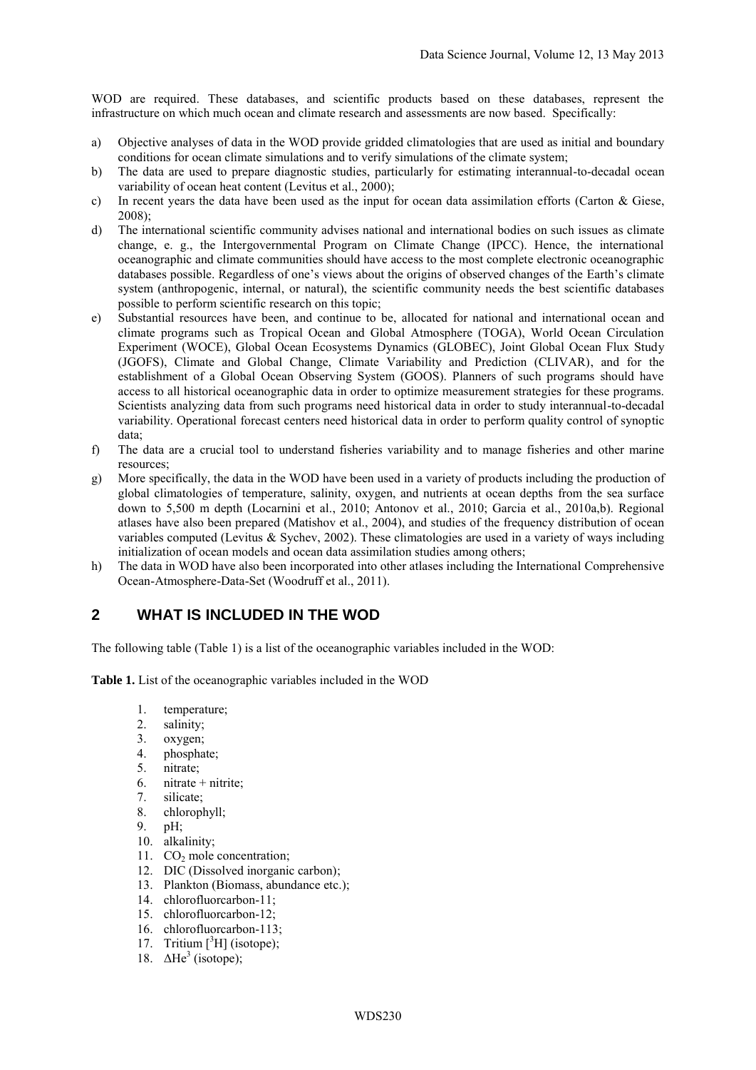WOD are required. These databases, and scientific products based on these databases, represent the infrastructure on which much ocean and climate research and assessments are now based. Specifically:

a) Objective analyses of data in the WOD provide gridded climatologies that are used as initial and boundary conditions for ocean climate simulations and to verify simulations of the climate system;
b) The data are used to prepare diagnostic studies, particularly for estimating interannual-to-decadal ocean variability of ocean heat content (Levitus et al., 2000);
c) In recent years the data have been used as the input for ocean data assimilation efforts (Carton & Giese, 2008);
d) The international scientific community advises national and international bodies on such issues as climate change, e. g., the Intergovernmental Program on Climate Change (IPCC). Hence, the international oceanographic and climate communities should have access to the most complete electronic oceanographic databases possible. Regardless of one's views about the origins of observed changes of the Earth's climate system (anthropogenic, internal, or natural), the scientific community needs the best scientific databases possible to perform scientific research on this topic;
e) Substantial resources have been, and continue to be, allocated for national and international ocean and climate programs such as Tropical Ocean and Global Atmosphere (TOGA), World Ocean Circulation Experiment (WOCE), Global Ocean Ecosystems Dynamics (GLOBEC), Joint Global Ocean Flux Study (JGOFS), Climate and Global Change, Climate Variability and Prediction (CLIVAR), and for the establishment of a Global Ocean Observing System (GOOS). Planners of such programs should have access to all historical oceanographic data in order to optimize measurement strategies for these programs. Scientists analyzing data from such programs need historical data in order to study interannual-to-decadal variability. Operational forecast centers need historical data in order to perform quality control of synoptic data;
f) The data are a crucial tool to understand fisheries variability and to manage fisheries and other marine resources;
g) More specifically, the data in the WOD have been used in a variety of products including the production of global climatologies of temperature, salinity, oxygen, and nutrients at ocean depths from the sea surface down to 5,500 m depth (Locarnini et al., 2010; Antonov et al., 2010; Garcia et al., 2010a,b). Regional atlases have also been prepared (Matishov et al., 2004), and studies of the frequency distribution of ocean variables computed (Levitus & Sychev, 2002). These climatologies are used in a variety of ways including initialization of ocean models and ocean data assimilation studies among others;
h) The data in WOD have also been incorporated into other atlases including the International Comprehensive Ocean-Atmosphere-Data-Set (Woodruff et al., 2011).

## 2 WHAT IS INCLUDED IN THE WOD

The following table (Table 1) is a list of the oceanographic variables included in the WOD:

**Table 1.** List of the oceanographic variables included in the WOD

1. temperature;
2. salinity;
3. oxygen;
4. phosphate;
5. nitrate;
6. nitrate + nitrite;
7. silicate;
8. chlorophyll;
9. pH;
10. alkalinity;
11. $CO_2$ mole concentration;
12. DIC (Dissolved inorganic carbon);
13. Plankton (Biomass, abundance etc.);
14. chlorofluorcarbon-11;
15. chlorofluorcarbon-12;
16. chlorofluorcarbon-113;
17. Tritium [$^3$H] (isotope);
18. $\Delta He^3$ (isotope);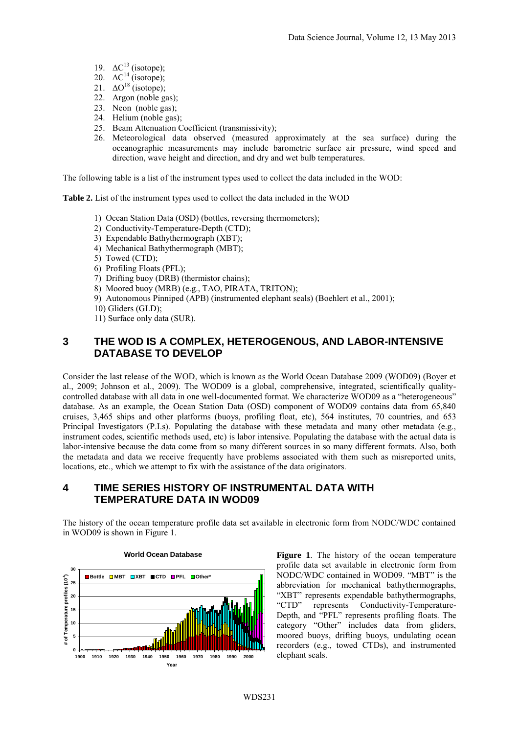19. $\Delta C^{13}$ (isotope);
20. $\Delta C^{14}$ (isotope);
21. $\Delta O^{18}$ (isotope);
22. Argon (noble gas);
23. Neon (noble gas);
24. Helium (noble gas);
25. Beam Attenuation Coefficient (transmissivity);
26. Meteorological data observed (measured approximately at the sea surface) during the oceanographic measurements may include barometric surface air pressure, wind speed and direction, wave height and direction, and dry and wet bulb temperatures.

The following table is a list of the instrument types used to collect the data included in the WOD:

**Table 2.** List of the instrument types used to collect the data included in the WOD

1) Ocean Station Data (OSD) (bottles, reversing thermometers);
2) Conductivity-Temperature-Depth (CTD);
3) Expendable Bathythermograph (XBT);
4) Mechanical Bathythermograph (MBT);
5) Towed (CTD);
6) Profiling Floats (PFL);
7) Drifting buoy (DRB) (thermistor chains);
8) Moored buoy (MRB) (e.g., TAO, PIRATA, TRITON);
9) Autonomous Pinniped (APB) (instrumented elephant seals) (Boehlert et al., 2001);
10) Gliders (GLD);
11) Surface only data (SUR).

## 3 THE WOD IS A COMPLEX, HETEROGENOUS, AND LABOR-INTENSIVE DATABASE TO DEVELOP

Consider the last release of the WOD, which is known as the World Ocean Database 2009 (WOD09) (Boyer et al., 2009; Johnson et al., 2009). The WOD09 is a global, comprehensive, integrated, scientifically quality-controlled database with all data in one well-documented format. We characterize WOD09 as a "heterogeneous" database. As an example, the Ocean Station Data (OSD) component of WOD09 contains data from 65,840 cruises, 3,465 ships and other platforms (buoys, profiling float, etc), 564 institutes, 70 countries, and 653 Principal Investigators (P.I.s). Populating the database with these metadata and many other metadata (e.g., instrument codes, scientific methods used, etc) is labor intensive. Populating the database with the actual data is labor-intensive because the data come from so many different sources in so many different formats. Also, both the metadata and data we receive frequently have problems associated with them such as misreported units, locations, etc., which we attempt to fix with the assistance of the data originators.

## 4 TIME SERIES HISTORY OF INSTRUMENTAL DATA WITH TEMPERATURE DATA IN WOD09

The history of the ocean temperature profile data set available in electronic form from NODC/WDC contained in WOD09 is shown in Figure 1.

**Figure 1**. The history of the ocean temperature profile data set available in electronic form from NODC/WDC contained in WOD09. "MBT" is the abbreviation for mechanical bathythermographs, "XBT" represents expendable bathythermographs, "CTD" represents Conductivity-Temperature-Depth, and "PFL" represents profiling floats. The category "Other" includes data from gliders, moored buoys, drifting buoys, undulating ocean recorders (e.g., towed CTDs), and instrumented elephant seals.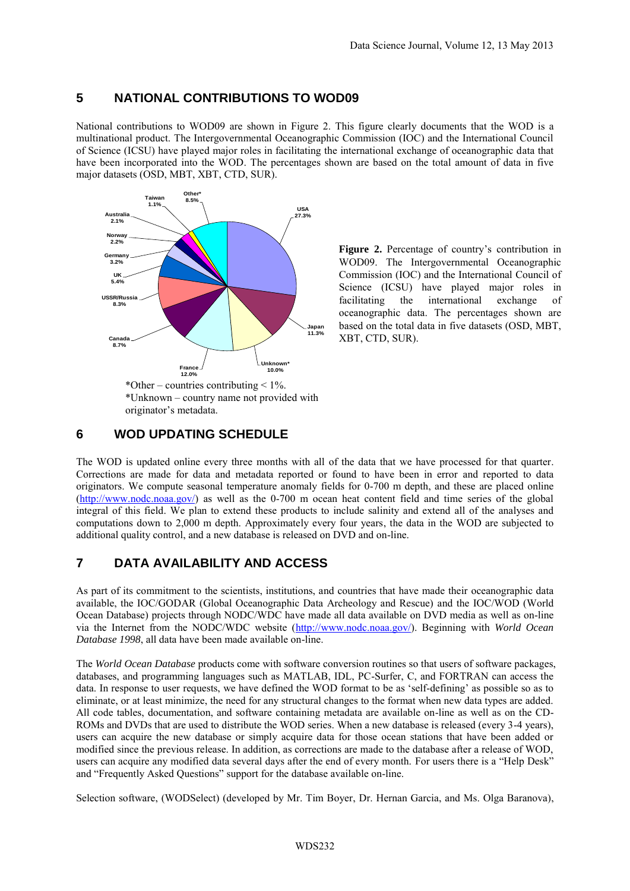## 5 NATIONAL CONTRIBUTIONS TO WOD09

National contributions to WOD09 are shown in Figure 2. This figure clearly documents that the WOD is a multinational product. The Intergovernmental Oceanographic Commission (IOC) and the International Council of Science (ICSU) have played major roles in facilitating the international exchange of oceanographic data that have been incorporated into the WOD. The percentages shown are based on the total amount of data in five major datasets (OSD, MBT, XBT, CTD, SUR).

Other* 8.5%, Taiwan 1.1%, Australia 2.1%, Norway 2.2%, Germany 3.2%, UK 5.4%, USSR/Russia 8.3%, Canada 8.7%, France 12.0%, Unknown* 10.0%, Japan 11.3%, USA 27.3%

*Other – countries contributing < 1%.
*Unknown – country name not provided with originator's metadata.

**Figure 2.** Percentage of country's contribution in WOD09. The Intergovernmental Oceanographic Commission (IOC) and the International Council of Science (ICSU) have played major roles in facilitating the international exchange of oceanographic data. The percentages shown are based on the total data in five datasets (OSD, MBT, XBT, CTD, SUR).

## 6 WOD UPDATING SCHEDULE

The WOD is updated online every three months with all of the data that we have processed for that quarter. Corrections are made for data and metadata reported or found to have been in error and reported to data originators. We compute seasonal temperature anomaly fields for 0-700 m depth, and these are placed online (http://www.nodc.noaa.gov/) as well as the 0-700 m ocean heat content field and time series of the global integral of this field. We plan to extend these products to include salinity and extend all of the analyses and computations down to 2,000 m depth. Approximately every four years, the data in the WOD are subjected to additional quality control, and a new database is released on DVD and on-line.

## 7 DATA AVAILABILITY AND ACCESS

As part of its commitment to the scientists, institutions, and countries that have made their oceanographic data available, the IOC/GODAR (Global Oceanographic Data Archeology and Rescue) and the IOC/WOD (World Ocean Database) projects through NODC/WDC have made all data available on DVD media as well as on-line via the Internet from the NODC/WDC website (http://www.nodc.noaa.gov/). Beginning with *World Ocean Database 1998*, all data have been made available on-line.

The *World Ocean Database* products come with software conversion routines so that users of software packages, databases, and programming languages such as MATLAB, IDL, PC-Surfer, C, and FORTRAN can access the data. In response to user requests, we have defined the WOD format to be as 'self-defining' as possible so as to eliminate, or at least minimize, the need for any structural changes to the format when new data types are added. All code tables, documentation, and software containing metadata are available on-line as well as on the CD-ROMs and DVDs that are used to distribute the WOD series. When a new database is released (every 3-4 years), users can acquire the new database or simply acquire data for those ocean stations that have been added or modified since the previous release. In addition, as corrections are made to the database after a release of WOD, users can acquire any modified data several days after the end of every month. For users there is a "Help Desk" and "Frequently Asked Questions" support for the database available on-line.

Selection software, (WODSelect) (developed by Mr. Tim Boyer, Dr. Hernan Garcia, and Ms. Olga Baranova),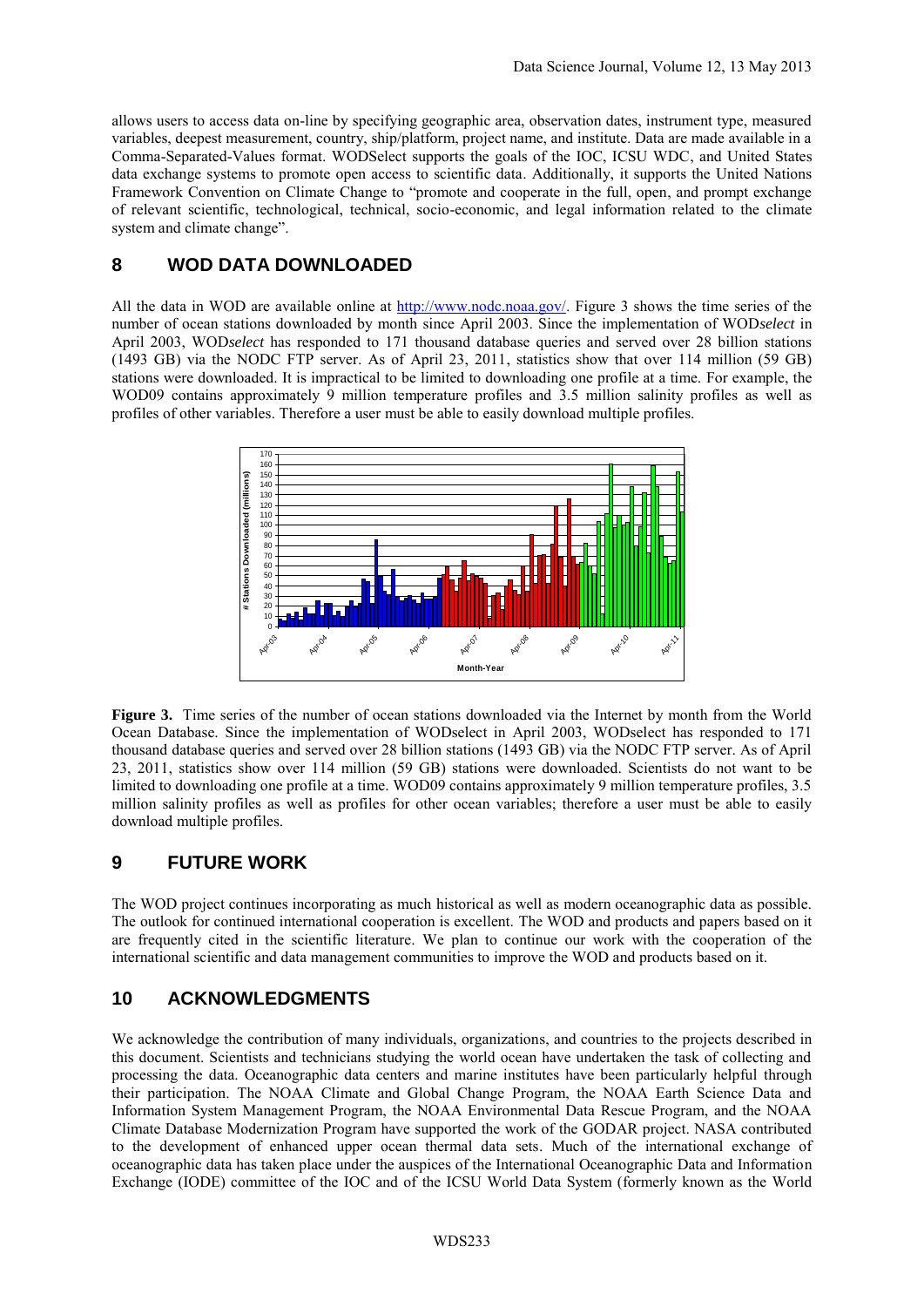allows users to access data on-line by specifying geographic area, observation dates, instrument type, measured variables, deepest measurement, country, ship/platform, project name, and institute. Data are made available in a Comma-Separated-Values format. WODSelect supports the goals of the IOC, ICSU WDC, and United States data exchange systems to promote open access to scientific data. Additionally, it supports the United Nations Framework Convention on Climate Change to "promote and cooperate in the full, open, and prompt exchange of relevant scientific, technological, technical, socio-economic, and legal information related to the climate system and climate change".

## 8 WOD DATA DOWNLOADED

All the data in WOD are available online at http://www.nodc.noaa.gov/. Figure 3 shows the time series of the number of ocean stations downloaded by month since April 2003. Since the implementation of WOD*select* in April 2003, WOD*select* has responded to 171 thousand database queries and served over 28 billion stations (1493 GB) via the NODC FTP server. As of April 23, 2011, statistics show that over 114 million (59 GB) stations were downloaded. It is impractical to be limited to downloading one profile at a time. For example, the WOD09 contains approximately 9 million temperature profiles and 3.5 million salinity profiles as well as profiles of other variables. Therefore a user must be able to easily download multiple profiles.

**Figure 3.** Time series of the number of ocean stations downloaded via the Internet by month from the World Ocean Database. Since the implementation of WODselect in April 2003, WODselect has responded to 171 thousand database queries and served over 28 billion stations (1493 GB) via the NODC FTP server. As of April 23, 2011, statistics show over 114 million (59 GB) stations were downloaded. Scientists do not want to be limited to downloading one profile at a time. WOD09 contains approximately 9 million temperature profiles, 3.5 million salinity profiles as well as profiles for other ocean variables; therefore a user must be able to easily download multiple profiles.

## 9 FUTURE WORK

The WOD project continues incorporating as much historical as well as modern oceanographic data as possible. The outlook for continued international cooperation is excellent. The WOD and products and papers based on it are frequently cited in the scientific literature. We plan to continue our work with the cooperation of the international scientific and data management communities to improve the WOD and products based on it.

## 10 ACKNOWLEDGMENTS

We acknowledge the contribution of many individuals, organizations, and countries to the projects described in this document. Scientists and technicians studying the world ocean have undertaken the task of collecting and processing the data. Oceanographic data centers and marine institutes have been particularly helpful through their participation. The NOAA Climate and Global Change Program, the NOAA Earth Science Data and Information System Management Program, the NOAA Environmental Data Rescue Program, and the NOAA Climate Database Modernization Program have supported the work of the GODAR project. NASA contributed to the development of enhanced upper ocean thermal data sets. Much of the international exchange of oceanographic data has taken place under the auspices of the International Oceanographic Data and Information Exchange (IODE) committee of the IOC and of the ICSU World Data System (formerly known as the World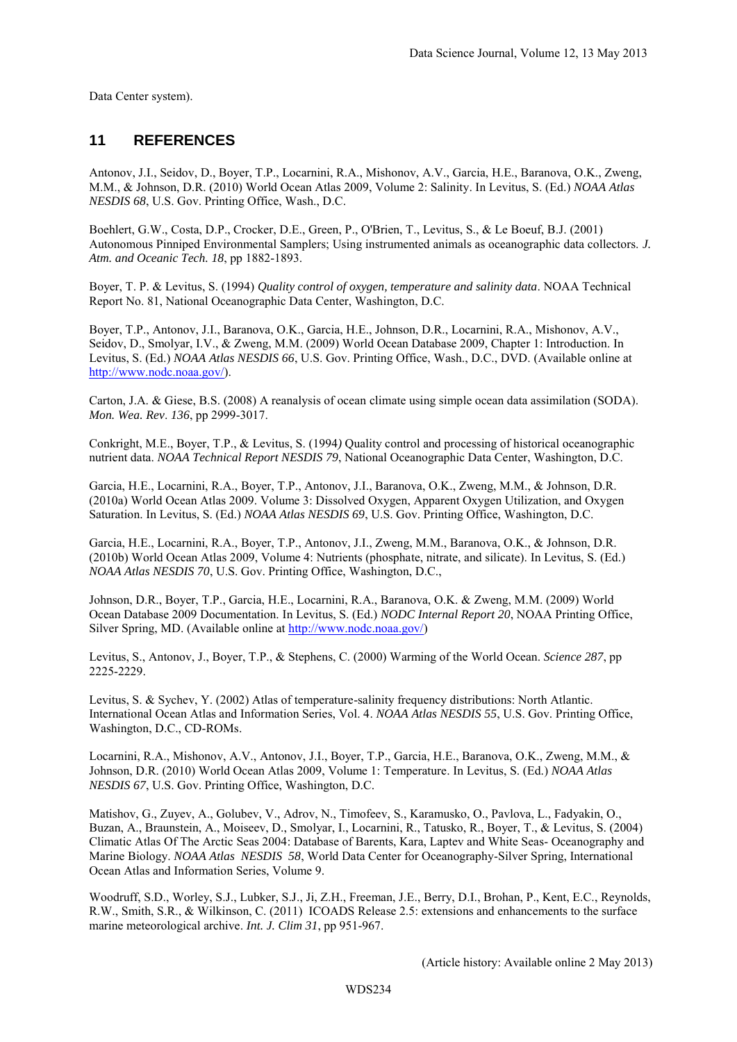Data Center system).

## 11 REFERENCES

Antonov, J.I., Seidov, D., Boyer, T.P., Locarnini, R.A., Mishonov, A.V., Garcia, H.E., Baranova, O.K., Zweng, M.M., & Johnson, D.R. (2010) World Ocean Atlas 2009, Volume 2: Salinity. In Levitus, S. (Ed.) *NOAA Atlas NESDIS 68*, U.S. Gov. Printing Office, Wash., D.C.

Boehlert, G.W., Costa, D.P., Crocker, D.E., Green, P., O'Brien, T., Levitus, S., & Le Boeuf, B.J. (2001) Autonomous Pinniped Environmental Samplers; Using instrumented animals as oceanographic data collectors. *J. Atm. and Oceanic Tech. 18*, pp 1882-1893.

Boyer, T. P. & Levitus, S. (1994) *Quality control of oxygen, temperature and salinity data*. NOAA Technical Report No. 81, National Oceanographic Data Center, Washington, D.C.

Boyer, T.P., Antonov, J.I., Baranova, O.K., Garcia, H.E., Johnson, D.R., Locarnini, R.A., Mishonov, A.V., Seidov, D., Smolyar, I.V., & Zweng, M.M. (2009) World Ocean Database 2009, Chapter 1: Introduction. In Levitus, S. (Ed.) *NOAA Atlas NESDIS 66*, U.S. Gov. Printing Office, Wash., D.C., DVD. (Available online at http://www.nodc.noaa.gov/).

Carton, J.A. & Giese, B.S. (2008) A reanalysis of ocean climate using simple ocean data assimilation (SODA). *Mon. Wea. Rev*. *136*, pp 2999-3017.

Conkright, M.E., Boyer, T.P., & Levitus, S. (1994) Quality control and processing of historical oceanographic nutrient data. *NOAA Technical Report NESDIS 79*, National Oceanographic Data Center, Washington, D.C.

Garcia, H.E., Locarnini, R.A., Boyer, T.P., Antonov, J.I., Baranova, O.K., Zweng, M.M., & Johnson, D.R. (2010a) World Ocean Atlas 2009. Volume 3: Dissolved Oxygen, Apparent Oxygen Utilization, and Oxygen Saturation. In Levitus, S. (Ed.) *NOAA Atlas NESDIS 69*, U.S. Gov. Printing Office, Washington, D.C.

Garcia, H.E., Locarnini, R.A., Boyer, T.P., Antonov, J.I., Zweng, M.M., Baranova, O.K., & Johnson, D.R. (2010b) World Ocean Atlas 2009, Volume 4: Nutrients (phosphate, nitrate, and silicate). In Levitus, S. (Ed.) *NOAA Atlas NESDIS 70*, U.S. Gov. Printing Office, Washington, D.C.,

Johnson, D.R., Boyer, T.P., Garcia, H.E., Locarnini, R.A., Baranova, O.K. & Zweng, M.M. (2009) World Ocean Database 2009 Documentation. In Levitus, S. (Ed.) *NODC Internal Report 20*, NOAA Printing Office, Silver Spring, MD. (Available online at http://www.nodc.noaa.gov/)

Levitus, S., Antonov, J., Boyer, T.P., & Stephens, C. (2000) Warming of the World Ocean. *Science 287*, pp 2225-2229.

Levitus, S. & Sychev, Y. (2002) Atlas of temperature-salinity frequency distributions: North Atlantic. International Ocean Atlas and Information Series, Vol. 4. *NOAA Atlas NESDIS 55*, U.S. Gov. Printing Office, Washington, D.C., CD-ROMs.

Locarnini, R.A., Mishonov, A.V., Antonov, J.I., Boyer, T.P., Garcia, H.E., Baranova, O.K., Zweng, M.M., & Johnson, D.R. (2010) World Ocean Atlas 2009, Volume 1: Temperature. In Levitus, S. (Ed.) *NOAA Atlas NESDIS 67*, U.S. Gov. Printing Office, Washington, D.C.

Matishov, G., Zuyev, A., Golubev, V., Adrov, N., Timofeev, S., Karamusko, O., Pavlova, L., Fadyakin, O., Buzan, A., Braunstein, A., Moiseev, D., Smolyar, I., Locarnini, R., Tatusko, R., Boyer, T., & Levitus, S. (2004) Climatic Atlas Of The Arctic Seas 2004: Database of Barents, Kara, Laptev and White Seas- Oceanography and Marine Biology. *NOAA Atlas NESDIS 58*, World Data Center for Oceanography-Silver Spring, International Ocean Atlas and Information Series, Volume 9.

Woodruff, S.D., Worley, S.J., Lubker, S.J., Ji, Z.H., Freeman, J.E., Berry, D.I., Brohan, P., Kent, E.C., Reynolds, R.W., Smith, S.R., & Wilkinson, C. (2011) ICOADS Release 2.5: extensions and enhancements to the surface marine meteorological archive. *Int. J. Clim 31*, pp 951-967.

(Article history: Available online 2 May 2013)